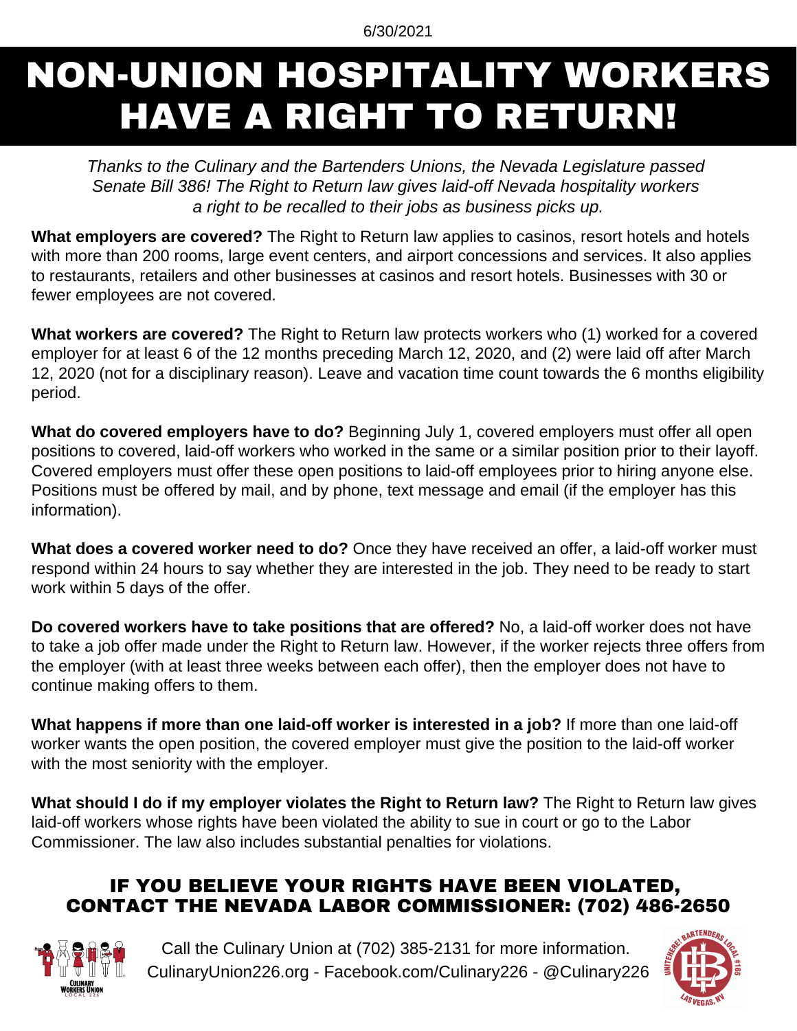6/30/2021

# NON-UNION HOSPITALITY WORKERS HAVE A RIGHT TO RETURN!

*Thanks to the Culinary and the Bartenders Unions, the Nevada Legislature passed Senate Bill 386! The Right to Return law gives laid-off Nevada hospitality workers a right to be recalled to their jobs as business picks up.*

**What employers are covered?** The Right to Return law applies to casinos, resort hotels and hotels with more than 200 rooms, large event centers, and airport concessions and services. It also applies to restaurants, retailers and other businesses at casinos and resort hotels. Businesses with 30 or fewer employees are not covered.

**What workers are covered?** The Right to Return law protects workers who (1) worked for a covered employer for at least 6 of the 12 months preceding March 12, 2020, and (2) were laid off after March 12, 2020 (not for a disciplinary reason). Leave and vacation time count towards the 6 months eligibility period.

**What do covered employers have to do?** Beginning July 1, covered employers must offer all open positions to covered, laid-off workers who worked in the same or a similar position prior to their layoff. Covered employers must offer these open positions to laid-off employees prior to hiring anyone else. Positions must be offered by mail, and by phone, text message and email (if the employer has this information).

**What does a covered worker need to do?** Once they have received an offer, a laid-off worker must respond within 24 hours to say whether they are interested in the job. They need to be ready to start work within 5 days of the offer.

**Do covered workers have to take positions that are offered?** No, a laid-off worker does not have to take a job offer made under the Right to Return law. However, if the worker rejects three offers from the employer (with at least three weeks between each offer), then the employer does not have to continue making offers to them.

**What happens if more than one laid-off worker is interested in a job?** If more than one laid-off worker wants the open position, the covered employer must give the position to the laid-off worker with the most seniority with the employer.

**What should I do if my employer violates the Right to Return law?** The Right to Return law gives laid-off workers whose rights have been violated the ability to sue in court or go to the Labor Commissioner. The law also includes substantial penalties for violations.

## IF YOU BELIEVE YOUR RIGHTS HAVE BEEN VIOLATED, CONTACT THE NEVADA LABOR COMMISSIONER: (702) 486-2650

Call the Culinary Union at (702) 385-2131 for more information.
CulinaryUnion226.org - Facebook.com/Culinary226 - @Culinary226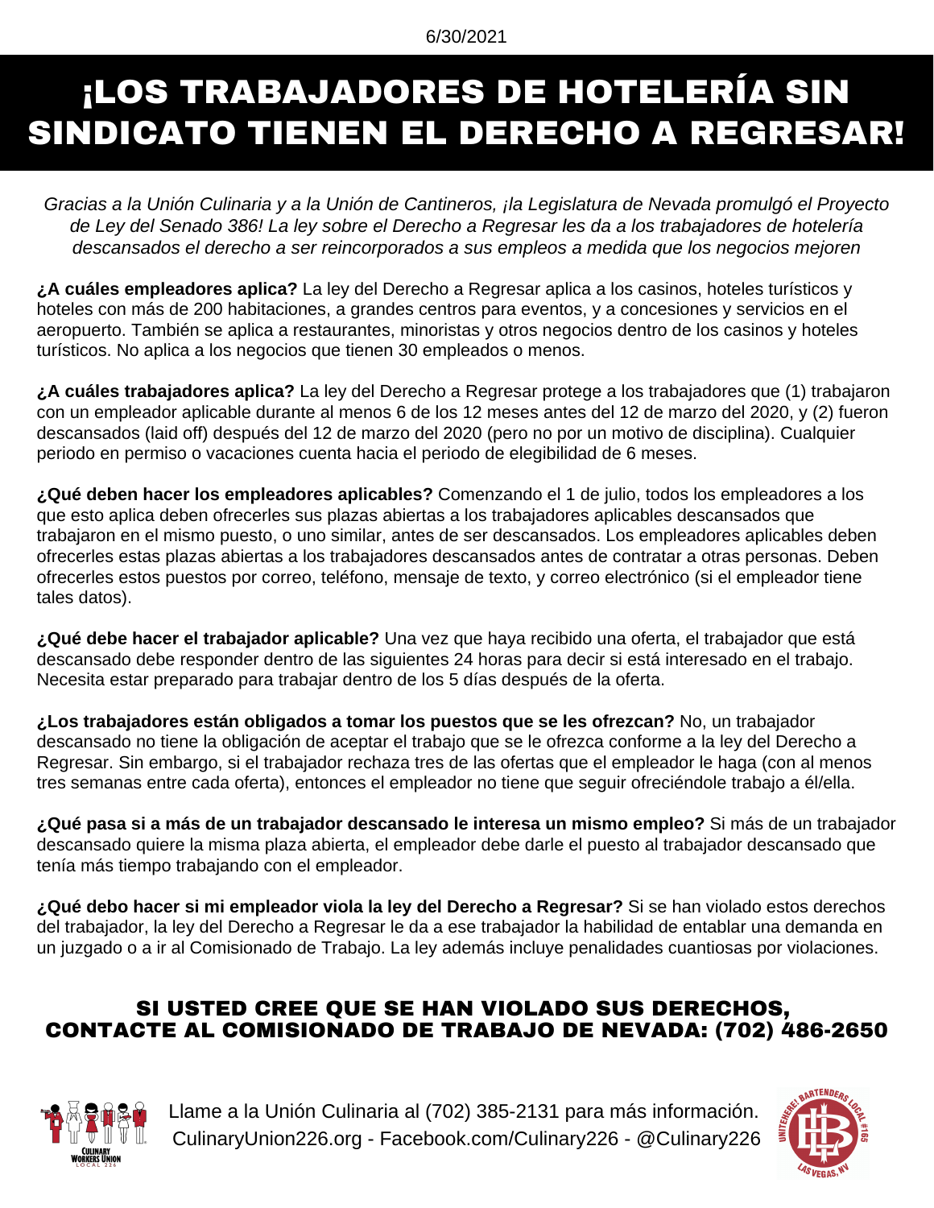6/30/2021

# ¡LOS TRABAJADORES DE HOTELERÍA SIN SINDICATO TIENEN EL DERECHO A REGRESAR!

*Gracias a la Unión Culinaria y a la Unión de Cantineros, ¡la Legislatura de Nevada promulgó el Proyecto de Ley del Senado 386! La ley sobre el Derecho a Regresar les da a los trabajadores de hotelería descansados el derecho a ser reincorporados a sus empleos a medida que los negocios mejoren*

**¿A cuáles empleadores aplica?** La ley del Derecho a Regresar aplica a los casinos, hoteles turísticos y hoteles con más de 200 habitaciones, a grandes centros para eventos, y a concesiones y servicios en el aeropuerto. También se aplica a restaurantes, minoristas y otros negocios dentro de los casinos y hoteles turísticos. No aplica a los negocios que tienen 30 empleados o menos.

**¿A cuáles trabajadores aplica?** La ley del Derecho a Regresar protege a los trabajadores que (1) trabajaron con un empleador aplicable durante al menos 6 de los 12 meses antes del 12 de marzo del 2020, y (2) fueron descansados (laid off) después del 12 de marzo del 2020 (pero no por un motivo de disciplina). Cualquier periodo en permiso o vacaciones cuenta hacia el periodo de elegibilidad de 6 meses.

**¿Qué deben hacer los empleadores aplicables?** Comenzando el 1 de julio, todos los empleadores a los que esto aplica deben ofrecerles sus plazas abiertas a los trabajadores aplicables descansados que trabajaron en el mismo puesto, o uno similar, antes de ser descansados. Los empleadores aplicables deben ofrecerles estas plazas abiertas a los trabajadores descansados antes de contratar a otras personas. Deben ofrecerles estos puestos por correo, teléfono, mensaje de texto, y correo electrónico (si el empleador tiene tales datos).

**¿Qué debe hacer el trabajador aplicable?** Una vez que haya recibido una oferta, el trabajador que está descansado debe responder dentro de las siguientes 24 horas para decir si está interesado en el trabajo. Necesita estar preparado para trabajar dentro de los 5 días después de la oferta.

**¿Los trabajadores están obligados a tomar los puestos que se les ofrezcan?** No, un trabajador descansado no tiene la obligación de aceptar el trabajo que se le ofrezca conforme a la ley del Derecho a Regresar. Sin embargo, si el trabajador rechaza tres de las ofertas que el empleador le haga (con al menos tres semanas entre cada oferta), entonces el empleador no tiene que seguir ofreciéndole trabajo a él/ella.

**¿Qué pasa si a más de un trabajador descansado le interesa un mismo empleo?** Si más de un trabajador descansado quiere la misma plaza abierta, el empleador debe darle el puesto al trabajador descansado que tenía más tiempo trabajando con el empleador.

**¿Qué debo hacer si mi empleador viola la ley del Derecho a Regresar?** Si se han violado estos derechos del trabajador, la ley del Derecho a Regresar le da a ese trabajador la habilidad de entablar una demanda en un juzgado o a ir al Comisionado de Trabajo. La ley además incluye penalidades cuantiosas por violaciones.

## SI USTED CREE QUE SE HAN VIOLADO SUS DERECHOS, CONTACTE AL COMISIONADO DE TRABAJO DE NEVADA: (702) 486-2650

CULINARY WORKERS UNION LOCAL 226

Llame a la Unión Culinaria al (702) 385-2131 para más información.
CulinaryUnion226.org - Facebook.com/Culinary226 - @Culinary226

UNITE HERE! BARTENDERS LOCAL #165 LAS VEGAS, NV